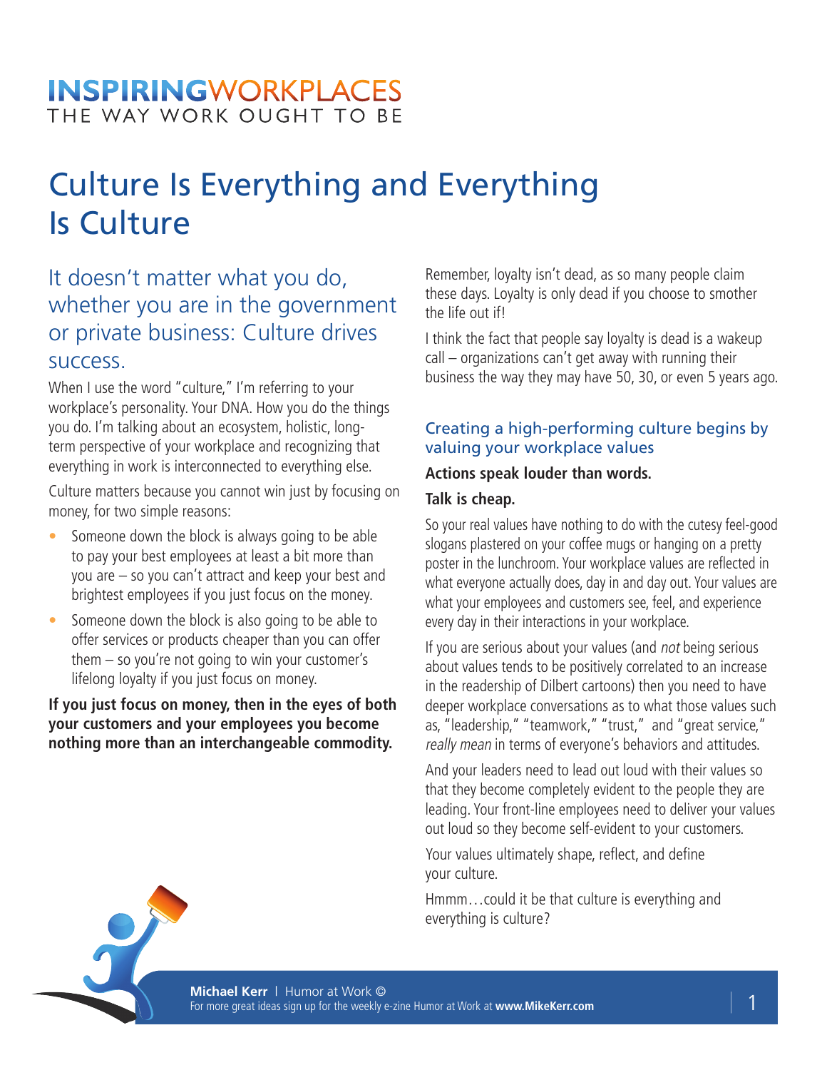INSPIRINGWORKPLACES
THE WAY WORK OUGHT TO BE

# Culture Is Everything and Everything Is Culture

## It doesn't matter what you do, whether you are in the government or private business: Culture drives success.

When I use the word "culture," I'm referring to your workplace's personality. Your DNA. How you do the things you do. I'm talking about an ecosystem, holistic, long-term perspective of your workplace and recognizing that everything in work is interconnected to everything else.

Culture matters because you cannot win just by focusing on money, for two simple reasons:

- Someone down the block is always going to be able to pay your best employees at least a bit more than you are – so you can't attract and keep your best and brightest employees if you just focus on the money.
- Someone down the block is also going to be able to offer services or products cheaper than you can offer them – so you're not going to win your customer's lifelong loyalty if you just focus on money.

**If you just focus on money, then in the eyes of both your customers and your employees you become nothing more than an interchangeable commodity.**

Remember, loyalty isn't dead, as so many people claim these days. Loyalty is only dead if you choose to smother the life out if!

I think the fact that people say loyalty is dead is a wakeup call – organizations can't get away with running their business the way they may have 50, 30, or even 5 years ago.

### Creating a high-performing culture begins by valuing your workplace values

**Actions speak louder than words.**

**Talk is cheap.**

So your real values have nothing to do with the cutesy feel-good slogans plastered on your coffee mugs or hanging on a pretty poster in the lunchroom. Your workplace values are reflected in what everyone actually does, day in and day out. Your values are what your employees and customers see, feel, and experience every day in their interactions in your workplace.

If you are serious about your values (and *not* being serious about values tends to be positively correlated to an increase in the readership of Dilbert cartoons) then you need to have deeper workplace conversations as to what those values such as, "leadership," "teamwork," "trust," and "great service," *really mean* in terms of everyone's behaviors and attitudes.

And your leaders need to lead out loud with their values so that they become completely evident to the people they are leading. Your front-line employees need to deliver your values out loud so they become self-evident to your customers.

Your values ultimately shape, reflect, and define your culture.

Hmmm…could it be that culture is everything and everything is culture?

**Michael Kerr** | Humor at Work ©
For more great ideas sign up for the weekly e-zine Humor at Work at **www.MikeKerr.com**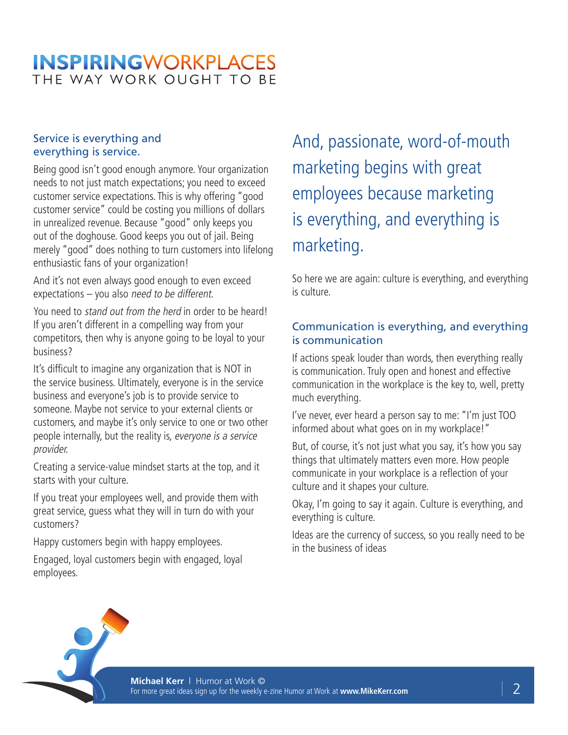## Service is everything and everything is service.

Being good isn't good enough anymore. Your organization needs to not just match expectations; you need to exceed customer service expectations. This is why offering "good customer service" could be costing you millions of dollars in unrealized revenue. Because "good" only keeps you out of the doghouse. Good keeps you out of jail. Being merely "good" does nothing to turn customers into lifelong enthusiastic fans of your organization!

And it's not even always good enough to even exceed expectations – you also *need to be different.*

You need to *stand out from the herd* in order to be heard! If you aren't different in a compelling way from your competitors, then why is anyone going to be loyal to your business?

It's difficult to imagine any organization that is NOT in the service business. Ultimately, everyone is in the service business and everyone's job is to provide service to someone. Maybe not service to your external clients or customers, and maybe it's only service to one or two other people internally, but the reality is, *everyone is a service provider.*

Creating a service-value mindset starts at the top, and it starts with your culture.

If you treat your employees well, and provide them with great service, guess what they will in turn do with your customers?

Happy customers begin with happy employees.

Engaged, loyal customers begin with engaged, loyal employees.

And, passionate, word-of-mouth marketing begins with great employees because marketing is everything, and everything is marketing.

So here we are again: culture is everything, and everything is culture.

## Communication is everything, and everything is communication

If actions speak louder than words, then everything really is communication. Truly open and honest and effective communication in the workplace is the key to, well, pretty much everything.

I've never, ever heard a person say to me: "I'm just TOO informed about what goes on in my workplace!"

But, of course, it's not just what you say, it's how you say things that ultimately matters even more. How people communicate in your workplace is a reflection of your culture and it shapes your culture.

Okay, I'm going to say it again. Culture is everything, and everything is culture.

Ideas are the currency of success, so you really need to be in the business of ideas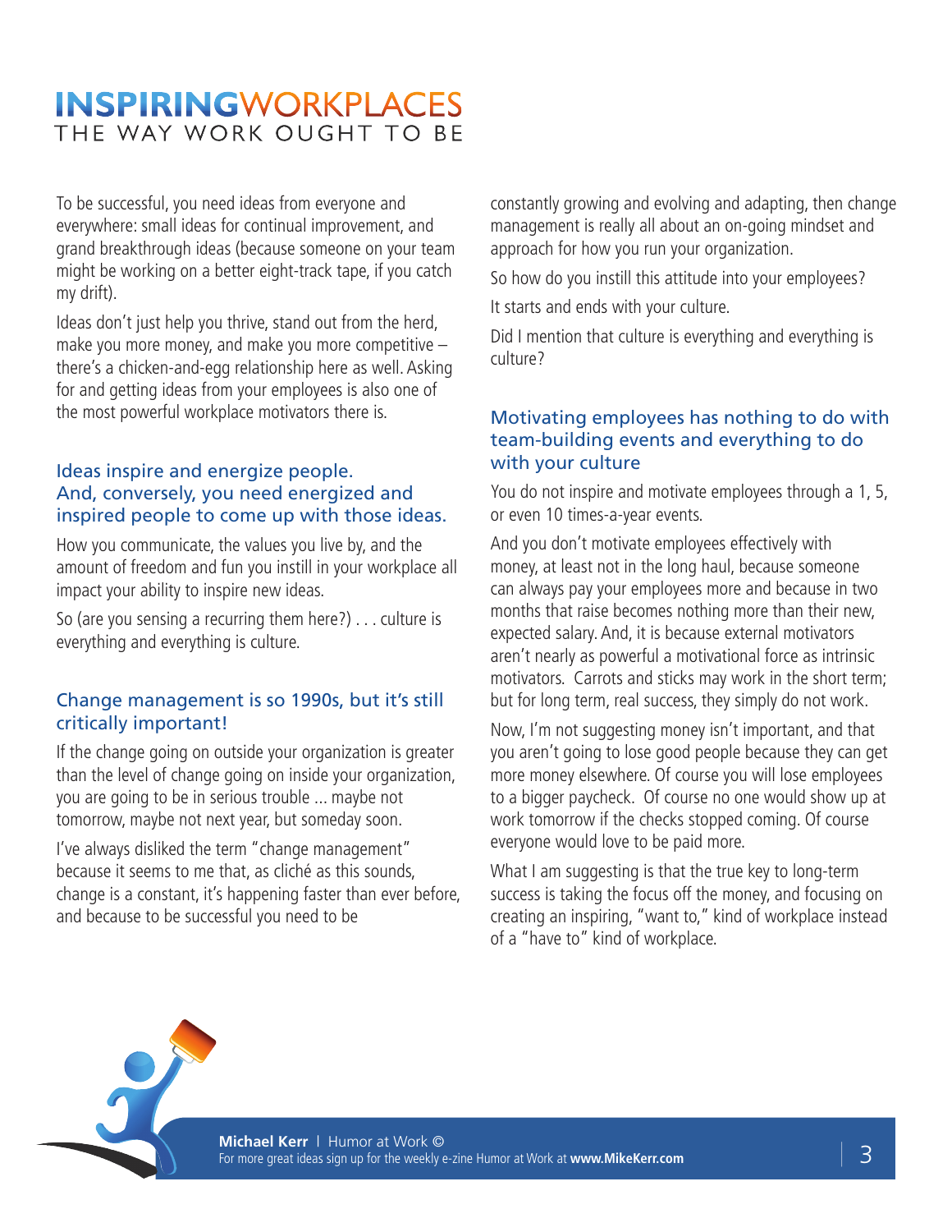To be successful, you need ideas from everyone and everywhere: small ideas for continual improvement, and grand breakthrough ideas (because someone on your team might be working on a better eight-track tape, if you catch my drift).

Ideas don't just help you thrive, stand out from the herd, make you more money, and make you more competitive – there's a chicken-and-egg relationship here as well. Asking for and getting ideas from your employees is also one of the most powerful workplace motivators there is.

## Ideas inspire and energize people. And, conversely, you need energized and inspired people to come up with those ideas.

How you communicate, the values you live by, and the amount of freedom and fun you instill in your workplace all impact your ability to inspire new ideas.

So (are you sensing a recurring them here?) . . . culture is everything and everything is culture.

## Change management is so 1990s, but it's still critically important!

If the change going on outside your organization is greater than the level of change going on inside your organization, you are going to be in serious trouble ... maybe not tomorrow, maybe not next year, but someday soon.

I've always disliked the term "change management" because it seems to me that, as cliché as this sounds, change is a constant, it's happening faster than ever before, and because to be successful you need to be constantly growing and evolving and adapting, then change management is really all about an on-going mindset and approach for how you run your organization.

So how do you instill this attitude into your employees?

It starts and ends with your culture.

Did I mention that culture is everything and everything is culture?

## Motivating employees has nothing to do with team-building events and everything to do with your culture

You do not inspire and motivate employees through a 1, 5, or even 10 times-a-year events.

And you don't motivate employees effectively with money, at least not in the long haul, because someone can always pay your employees more and because in two months that raise becomes nothing more than their new, expected salary. And, it is because external motivators aren't nearly as powerful a motivational force as intrinsic motivators. Carrots and sticks may work in the short term; but for long term, real success, they simply do not work.

Now, I'm not suggesting money isn't important, and that you aren't going to lose good people because they can get more money elsewhere. Of course you will lose employees to a bigger paycheck. Of course no one would show up at work tomorrow if the checks stopped coming. Of course everyone would love to be paid more.

What I am suggesting is that the true key to long-term success is taking the focus off the money, and focusing on creating an inspiring, "want to," kind of workplace instead of a "have to" kind of workplace.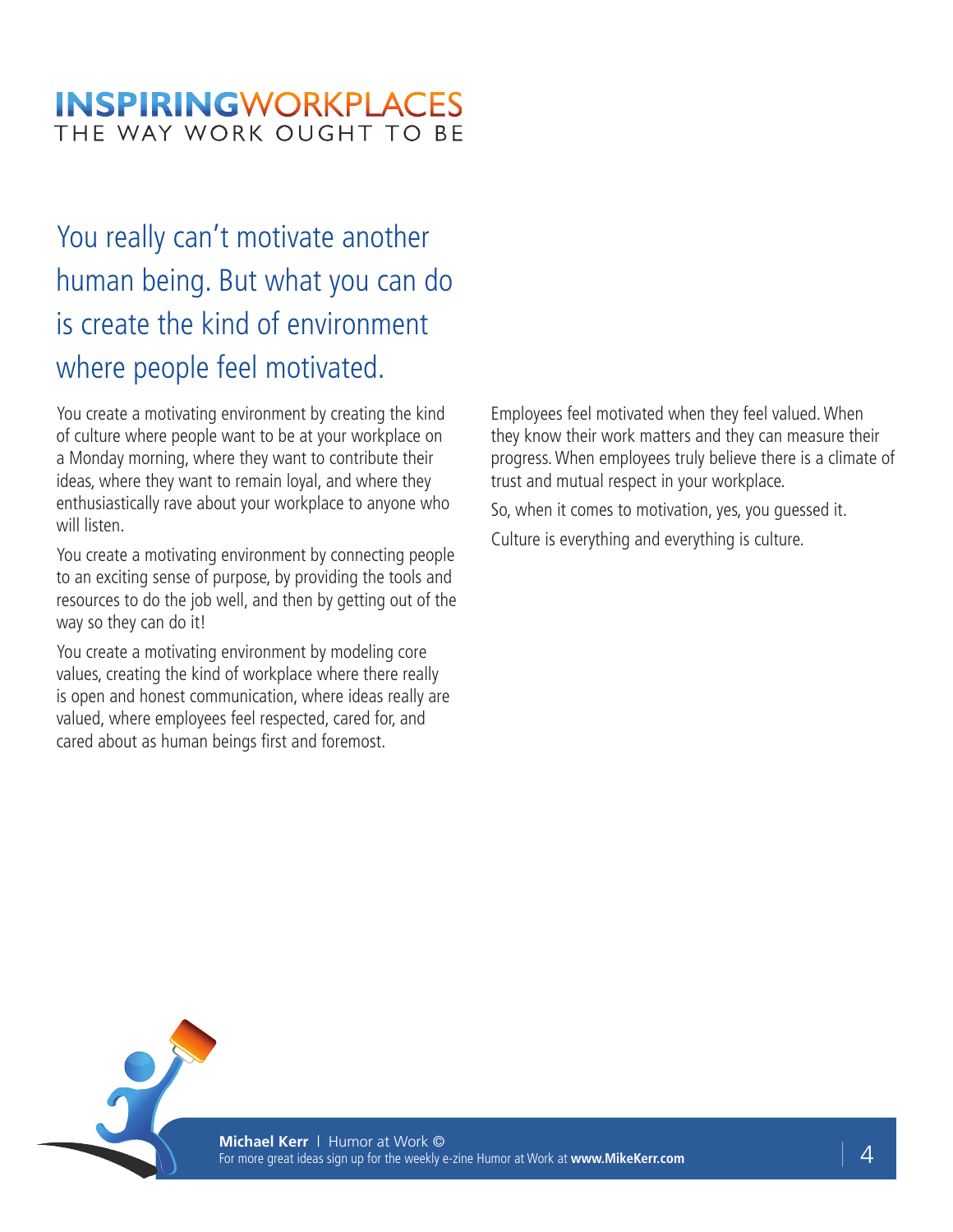## You really can't motivate another human being. But what you can do is create the kind of environment where people feel motivated.

You create a motivating environment by creating the kind of culture where people want to be at your workplace on a Monday morning, where they want to contribute their ideas, where they want to remain loyal, and where they enthusiastically rave about your workplace to anyone who will listen.

You create a motivating environment by connecting people to an exciting sense of purpose, by providing the tools and resources to do the job well, and then by getting out of the way so they can do it!

You create a motivating environment by modeling core values, creating the kind of workplace where there really is open and honest communication, where ideas really are valued, where employees feel respected, cared for, and cared about as human beings first and foremost.

Employees feel motivated when they feel valued. When they know their work matters and they can measure their progress. When employees truly believe there is a climate of trust and mutual respect in your workplace.

So, when it comes to motivation, yes, you guessed it.

Culture is everything and everything is culture.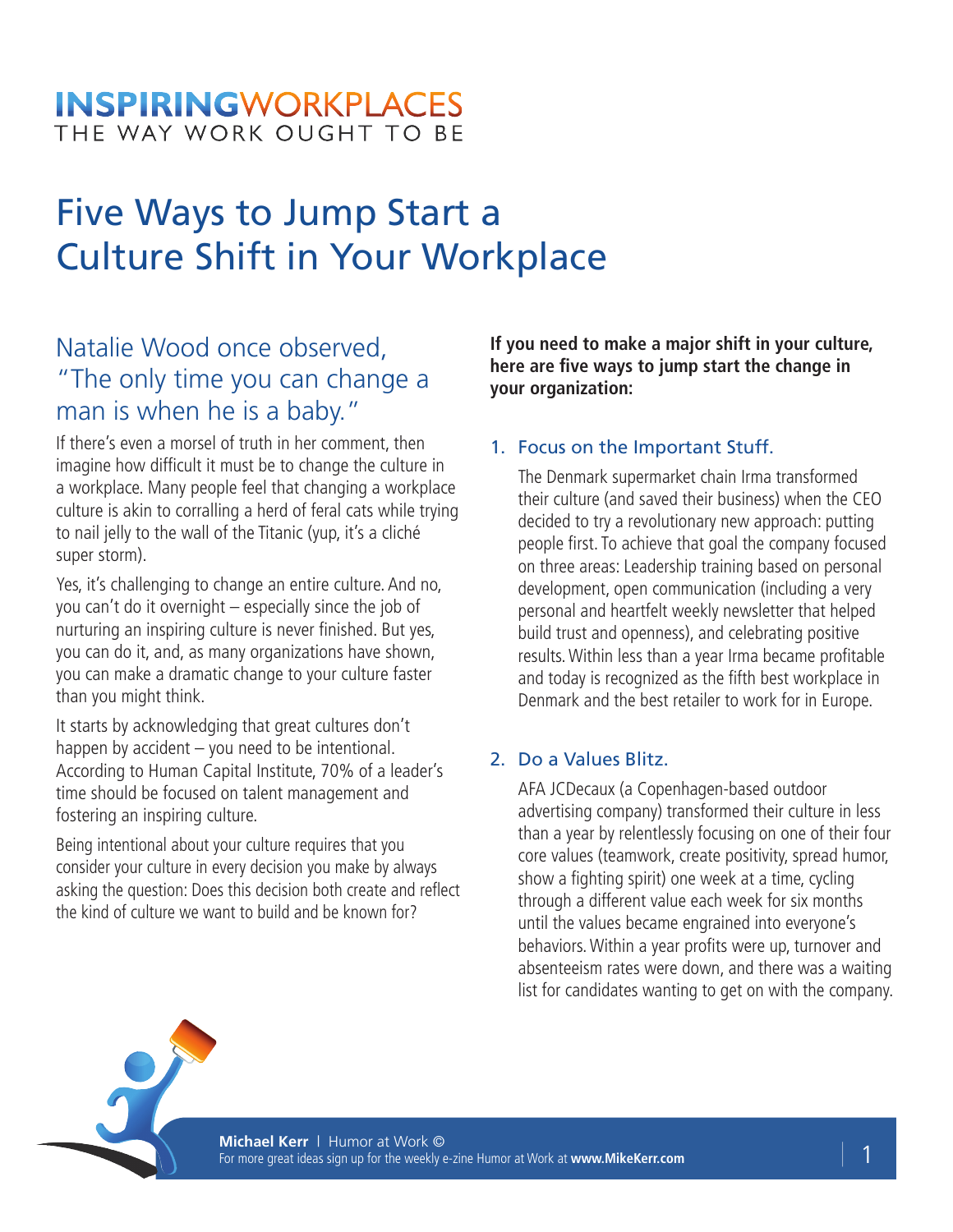INSPIRINGWORKPLACES
THE WAY WORK OUGHT TO BE

# Five Ways to Jump Start a Culture Shift in Your Workplace

## Natalie Wood once observed, "The only time you can change a man is when he is a baby."

If there's even a morsel of truth in her comment, then imagine how difficult it must be to change the culture in a workplace. Many people feel that changing a workplace culture is akin to corralling a herd of feral cats while trying to nail jelly to the wall of the Titanic (yup, it's a cliché super storm).

Yes, it's challenging to change an entire culture. And no, you can't do it overnight – especially since the job of nurturing an inspiring culture is never finished. But yes, you can do it, and, as many organizations have shown, you can make a dramatic change to your culture faster than you might think.

It starts by acknowledging that great cultures don't happen by accident – you need to be intentional. According to Human Capital Institute, 70% of a leader's time should be focused on talent management and fostering an inspiring culture.

Being intentional about your culture requires that you consider your culture in every decision you make by always asking the question: Does this decision both create and reflect the kind of culture we want to build and be known for?

**If you need to make a major shift in your culture, here are five ways to jump start the change in your organization:**

### 1. Focus on the Important Stuff.

The Denmark supermarket chain Irma transformed their culture (and saved their business) when the CEO decided to try a revolutionary new approach: putting people first. To achieve that goal the company focused on three areas: Leadership training based on personal development, open communication (including a very personal and heartfelt weekly newsletter that helped build trust and openness), and celebrating positive results. Within less than a year Irma became profitable and today is recognized as the fifth best workplace in Denmark and the best retailer to work for in Europe.

### 2. Do a Values Blitz.

AFA JCDecaux (a Copenhagen-based outdoor advertising company) transformed their culture in less than a year by relentlessly focusing on one of their four core values (teamwork, create positivity, spread humor, show a fighting spirit) one week at a time, cycling through a different value each week for six months until the values became engrained into everyone's behaviors. Within a year profits were up, turnover and absenteeism rates were down, and there was a waiting list for candidates wanting to get on with the company.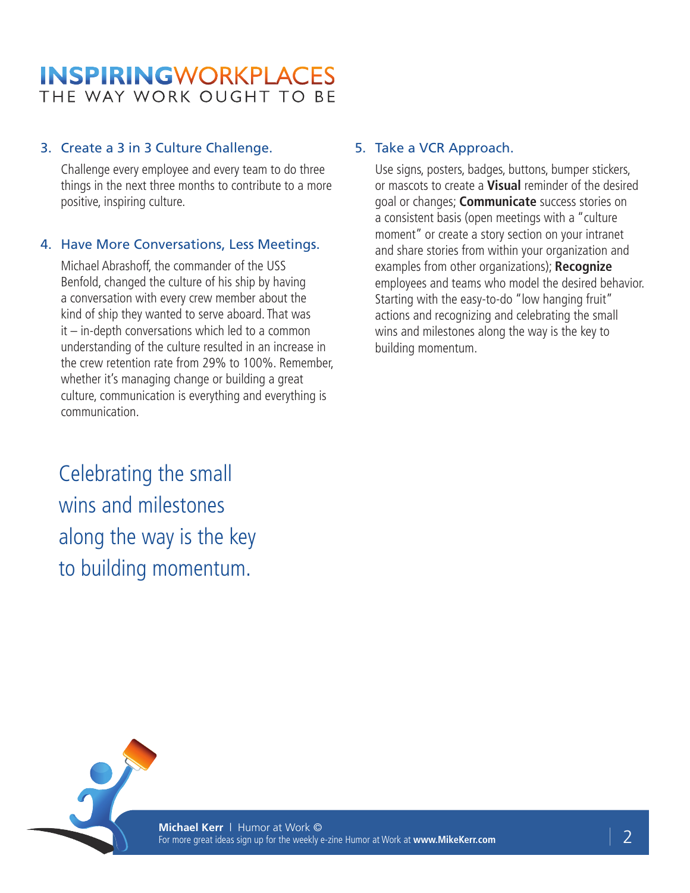### 3. Create a 3 in 3 Culture Challenge.

Challenge every employee and every team to do three things in the next three months to contribute to a more positive, inspiring culture.

### 4. Have More Conversations, Less Meetings.

Michael Abrashoff, the commander of the USS Benfold, changed the culture of his ship by having a conversation with every crew member about the kind of ship they wanted to serve aboard. That was it – in-depth conversations which led to a common understanding of the culture resulted in an increase in the crew retention rate from 29% to 100%. Remember, whether it's managing change or building a great culture, communication is everything and everything is communication.

> Celebrating the small wins and milestones along the way is the key to building momentum.

### 5. Take a VCR Approach.

Use signs, posters, badges, buttons, bumper stickers, or mascots to create a **Visual** reminder of the desired goal or changes; **Communicate** success stories on a consistent basis (open meetings with a "culture moment" or create a story section on your intranet and share stories from within your organization and examples from other organizations); **Recognize** employees and teams who model the desired behavior. Starting with the easy-to-do "low hanging fruit" actions and recognizing and celebrating the small wins and milestones along the way is the key to building momentum.